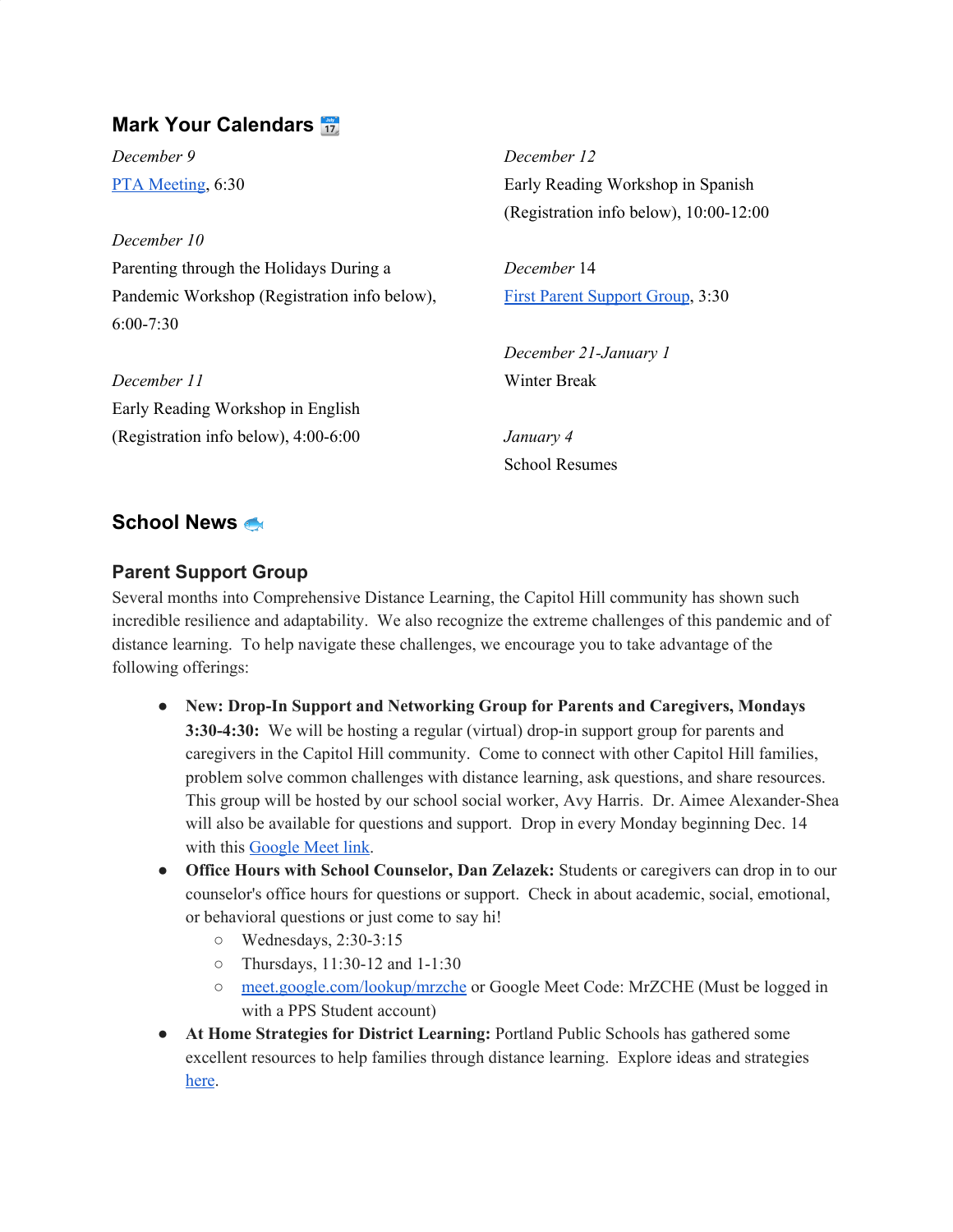## Mark Your Calendars 📆

*December 9*
PTA Meeting, 6:30

*December 10*
Parenting through the Holidays During a Pandemic Workshop (Registration info below), 6:00-7:30

*December 11*
Early Reading Workshop in English (Registration info below), 4:00-6:00

*December 12*
Early Reading Workshop in Spanish (Registration info below), 10:00-12:00

*December 14*
First Parent Support Group, 3:30

*December 21-January 1*
Winter Break

*January 4*
School Resumes

## School News 🐟

### Parent Support Group

Several months into Comprehensive Distance Learning, the Capitol Hill community has shown such incredible resilience and adaptability. We also recognize the extreme challenges of this pandemic and of distance learning. To help navigate these challenges, we encourage you to take advantage of the following offerings:

- **New: Drop-In Support and Networking Group for Parents and Caregivers, Mondays 3:30-4:30:** We will be hosting a regular (virtual) drop-in support group for parents and caregivers in the Capitol Hill community. Come to connect with other Capitol Hill families, problem solve common challenges with distance learning, ask questions, and share resources. This group will be hosted by our school social worker, Avy Harris. Dr. Aimee Alexander-Shea will also be available for questions and support. Drop in every Monday beginning Dec. 14 with this Google Meet link.
- **Office Hours with School Counselor, Dan Zelazek:** Students or caregivers can drop in to our counselor's office hours for questions or support. Check in about academic, social, emotional, or behavioral questions or just come to say hi!
  - Wednesdays, 2:30-3:15
  - Thursdays, 11:30-12 and 1-1:30
  - meet.google.com/lookup/mrzche or Google Meet Code: MrZCHE (Must be logged in with a PPS Student account)
- **At Home Strategies for District Learning:** Portland Public Schools has gathered some excellent resources to help families through distance learning. Explore ideas and strategies here.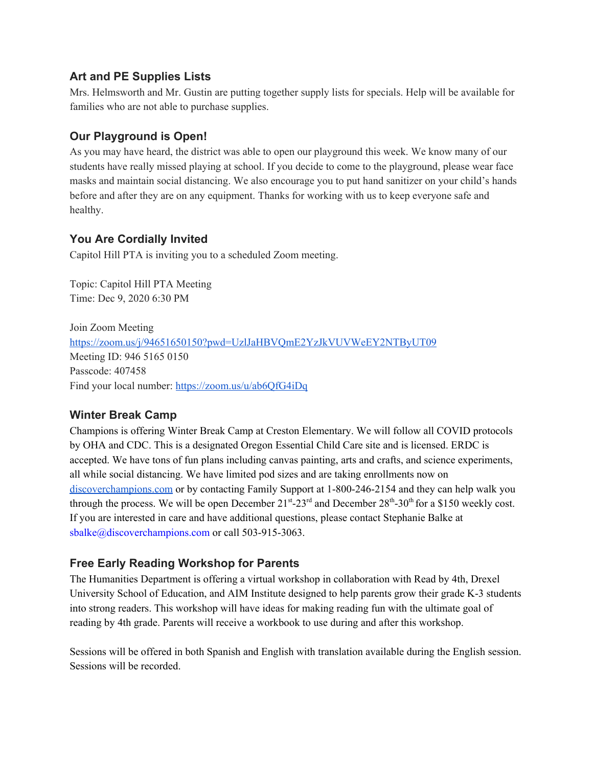### Art and PE Supplies Lists

Mrs. Helmsworth and Mr. Gustin are putting together supply lists for specials. Help will be available for families who are not able to purchase supplies.

### Our Playground is Open!

As you may have heard, the district was able to open our playground this week. We know many of our students have really missed playing at school. If you decide to come to the playground, please wear face masks and maintain social distancing. We also encourage you to put hand sanitizer on your child's hands before and after they are on any equipment. Thanks for working with us to keep everyone safe and healthy.

### You Are Cordially Invited

Capitol Hill PTA is inviting you to a scheduled Zoom meeting.

Topic: Capitol Hill PTA Meeting
Time: Dec 9, 2020 6:30 PM

Join Zoom Meeting
https://zoom.us/j/94651650150?pwd=UzlJaHBVQmE2YzJkVUVWeEY2NTByUT09
Meeting ID: 946 5165 0150
Passcode: 407458
Find your local number: https://zoom.us/u/ab6QfG4iDq

### Winter Break Camp

Champions is offering Winter Break Camp at Creston Elementary. We will follow all COVID protocols by OHA and CDC. This is a designated Oregon Essential Child Care site and is licensed. ERDC is accepted. We have tons of fun plans including canvas painting, arts and crafts, and science experiments, all while social distancing. We have limited pod sizes and are taking enrollments now on discoverchampions.com or by contacting Family Support at 1-800-246-2154 and they can help walk you through the process. We will be open December 21st-23rd and December 28th-30th for a $150 weekly cost. If you are interested in care and have additional questions, please contact Stephanie Balke at sbalke@discoverchampions.com or call 503-915-3063.

### Free Early Reading Workshop for Parents

The Humanities Department is offering a virtual workshop in collaboration with Read by 4th, Drexel University School of Education, and AIM Institute designed to help parents grow their grade K-3 students into strong readers. This workshop will have ideas for making reading fun with the ultimate goal of reading by 4th grade. Parents will receive a workbook to use during and after this workshop.

Sessions will be offered in both Spanish and English with translation available during the English session. Sessions will be recorded.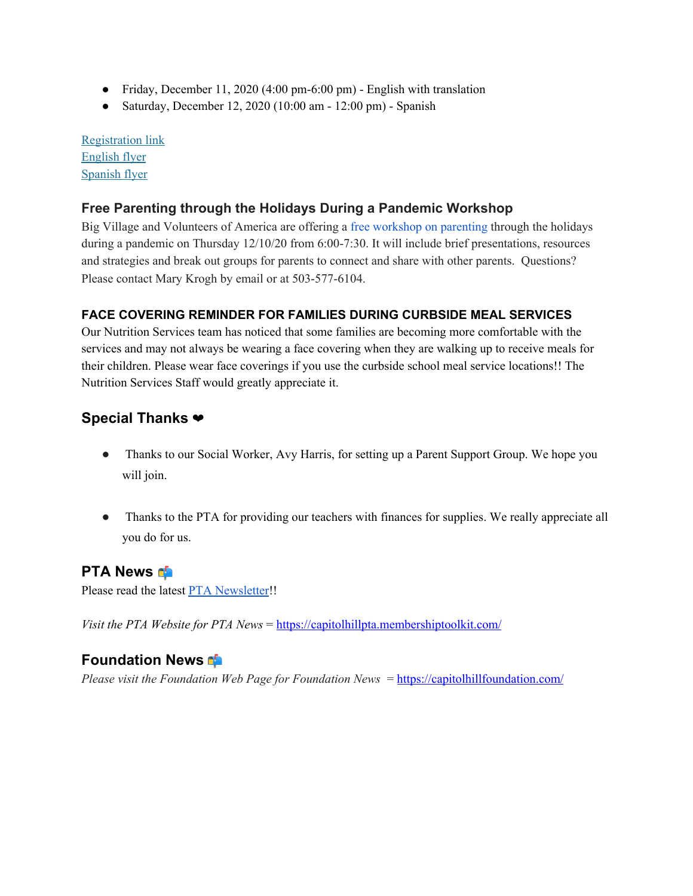- Friday, December 11, 2020 (4:00 pm-6:00 pm) - English with translation
- Saturday, December 12, 2020 (10:00 am - 12:00 pm) - Spanish

[Registration link](#)
[English flyer](#)
[Spanish flyer](#)

### Free Parenting through the Holidays During a Pandemic Workshop

Big Village and Volunteers of America are offering a [free workshop on parenting](#) through the holidays during a pandemic on Thursday 12/10/20 from 6:00-7:30. It will include brief presentations, resources and strategies and break out groups for parents to connect and share with other parents. Questions? Please contact Mary Krogh by email or at 503-577-6104.

#### FACE COVERING REMINDER FOR FAMILIES DURING CURBSIDE MEAL SERVICES

Our Nutrition Services team has noticed that some families are becoming more comfortable with the services and may not always be wearing a face covering when they are walking up to receive meals for their children. Please wear face coverings if you use the curbside school meal service locations!! The Nutrition Services Staff would greatly appreciate it.

## Special Thanks ❤

- Thanks to our Social Worker, Avy Harris, for setting up a Parent Support Group. We hope you will join.

- Thanks to the PTA for providing our teachers with finances for supplies. We really appreciate all you do for us.

## PTA News 📬

Please read the latest [PTA Newsletter](#)!!

*Visit the PTA Website for PTA News* = https://capitolhillpta.membershiptoolkit.com/

## Foundation News 📬

*Please visit the Foundation Web Page for Foundation News* = https://capitolhillfoundation.com/